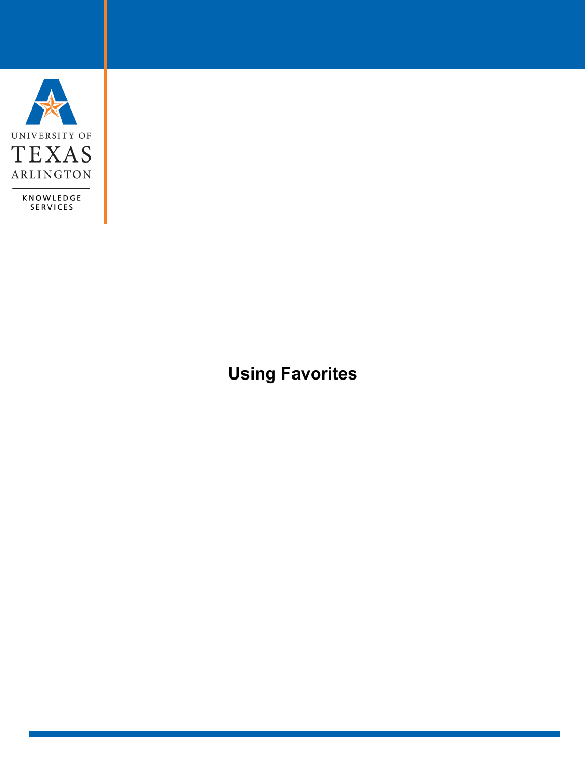UNIVERSITY OF TEXAS ARLINGTON

KNOWLEDGE SERVICES

# Using Favorites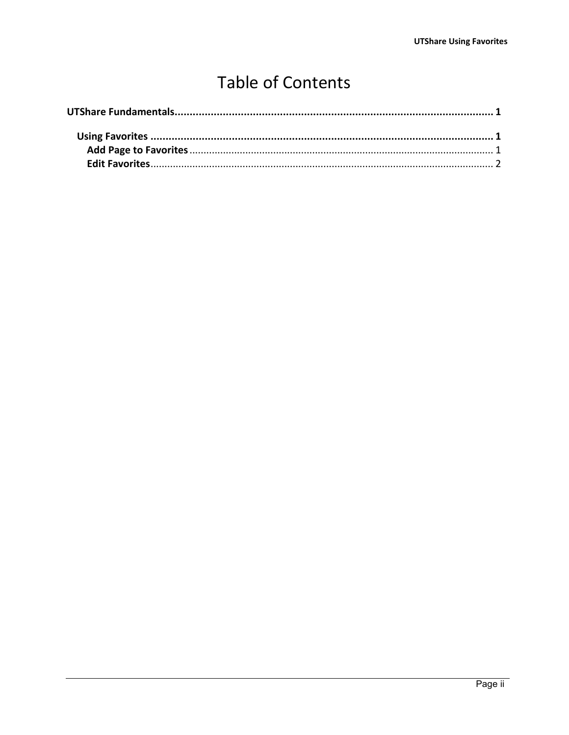# Table of Contents

**UTShare Fundamentals** ........................................................................................................ **1**

**Using Favorites** ........................................................................................................ **1**

**Add Page to Favorites** ........................................................................................................ 1

**Edit Favorites** ........................................................................................................ 2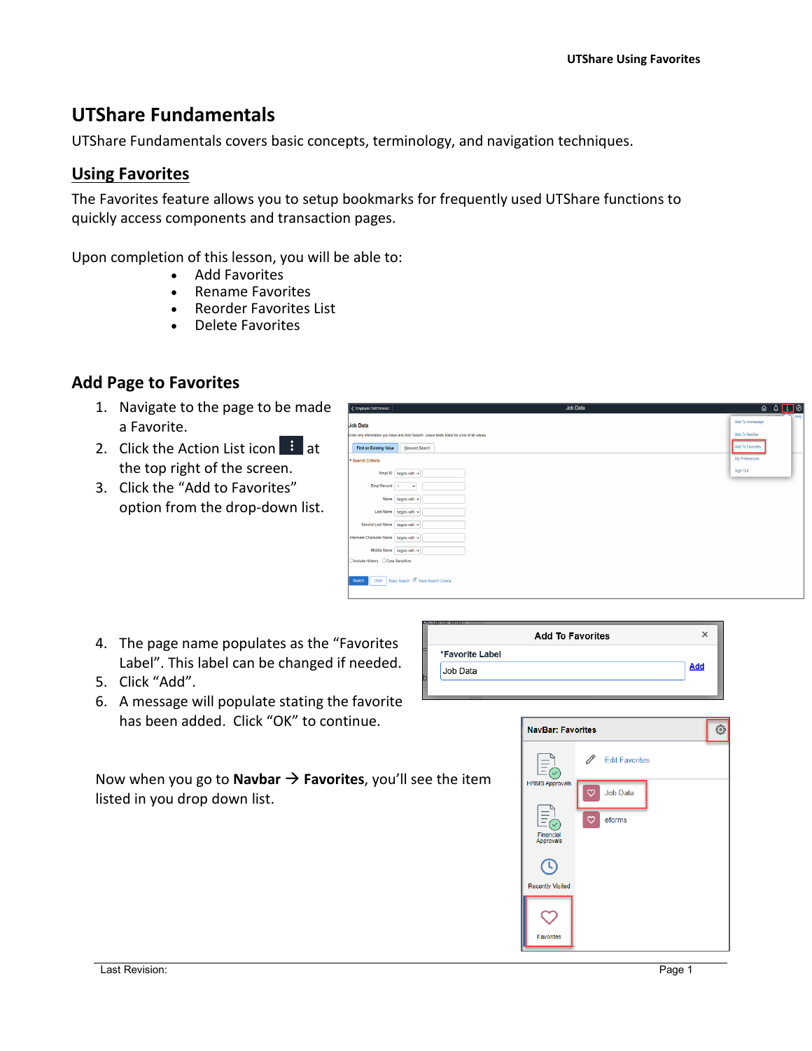# UTShare Fundamentals

UTShare Fundamentals covers basic concepts, terminology, and navigation techniques.

## Using Favorites

The Favorites feature allows you to setup bookmarks for frequently used UTShare functions to quickly access components and transaction pages.

Upon completion of this lesson, you will be able to:

- Add Favorites
- Rename Favorites
- Reorder Favorites List
- Delete Favorites

## Add Page to Favorites

1. Navigate to the page to be made a Favorite.
2. Click the Action List icon ⋮ at the top right of the screen.
3. Click the "Add to Favorites" option from the drop-down list.
4. The page name populates as the "Favorites Label". This label can be changed if needed.
5. Click "Add".
6. A message will populate stating the favorite has been added. Click "OK" to continue.

Now when you go to **Navbar → Favorites**, you'll see the item listed in you drop down list.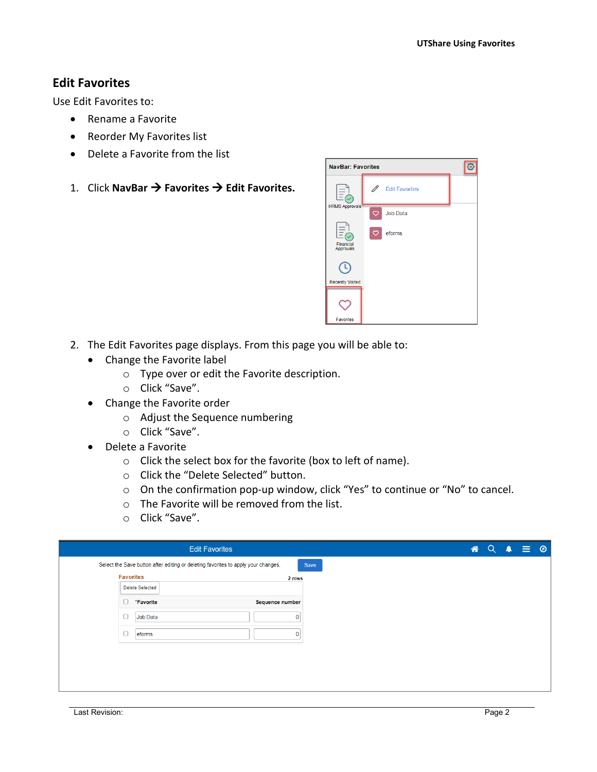## Edit Favorites

Use Edit Favorites to:

- Rename a Favorite
- Reorder My Favorites list
- Delete a Favorite from the list

1. Click **NavBar → Favorites → Edit Favorites.**

2. The Edit Favorites page displays. From this page you will be able to:
   - Change the Favorite label
     - Type over or edit the Favorite description.
     - Click “Save”.
   - Change the Favorite order
     - Adjust the Sequence numbering
     - Click “Save”.
   - Delete a Favorite
     - Click the select box for the favorite (box to left of name).
     - Click the “Delete Selected” button.
     - On the confirmation pop-up window, click “Yes” to continue or “No” to cancel.
     - The Favorite will be removed from the list.
     - Click “Save”.

Last Revision: